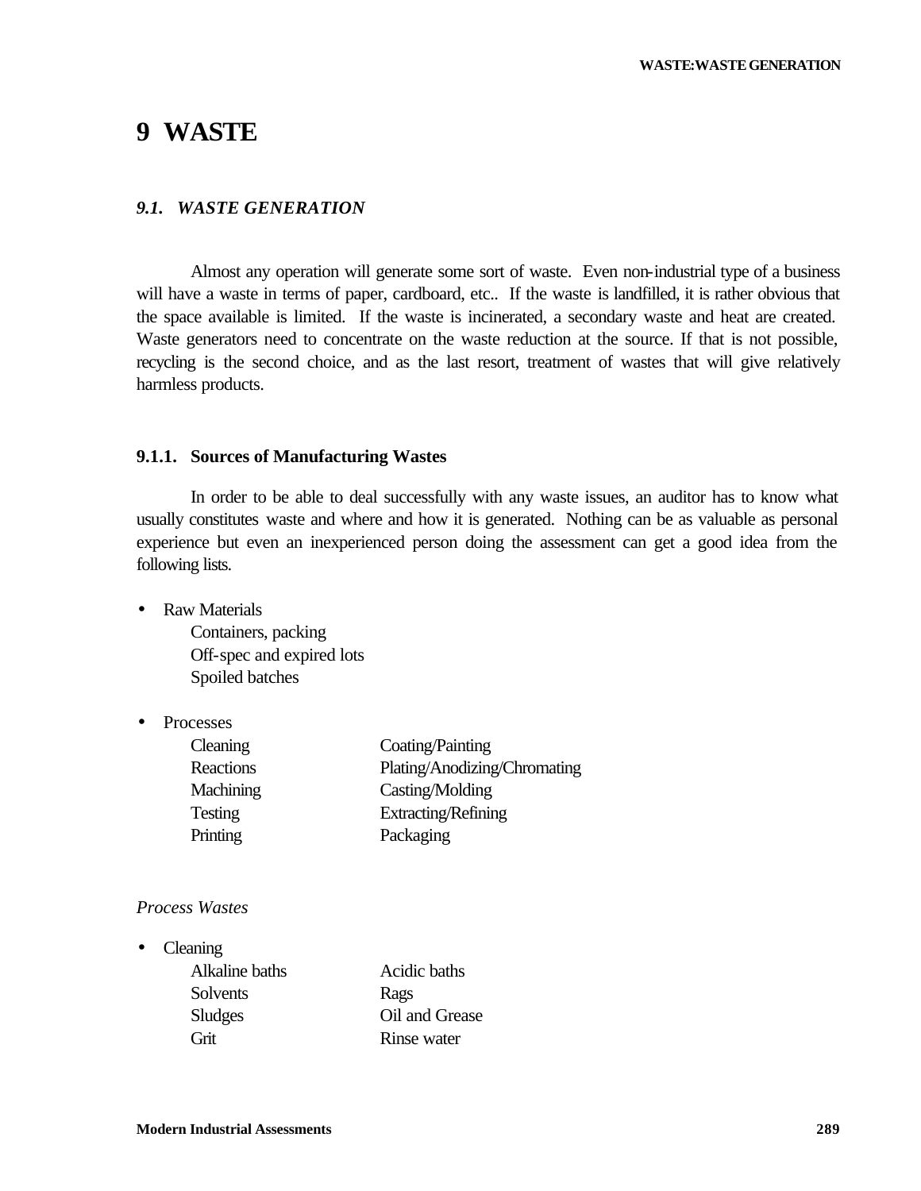# 9 WASTE

## *9.1. WASTE GENERATION*

Almost any operation will generate some sort of waste. Even non-industrial type of a business will have a waste in terms of paper, cardboard, etc.. If the waste is landfilled, it is rather obvious that the space available is limited. If the waste is incinerated, a secondary waste and heat are created. Waste generators need to concentrate on the waste reduction at the source. If that is not possible, recycling is the second choice, and as the last resort, treatment of wastes that will give relatively harmless products.

### 9.1.1. Sources of Manufacturing Wastes

In order to be able to deal successfully with any waste issues, an auditor has to know what usually constitutes waste and where and how it is generated. Nothing can be as valuable as personal experience but even an inexperienced person doing the assessment can get a good idea from the following lists.

- Raw Materials
  - Containers, packing
  - Off-spec and expired lots
  - Spoiled batches

- Processes

| | |
|---|---|
| Cleaning | Coating/Painting |
| Reactions | Plating/Anodizing/Chromating |
| Machining | Casting/Molding |
| Testing | Extracting/Refining |
| Printing | Packaging |

*Process Wastes*

- Cleaning

| | |
|---|---|
| Alkaline baths | Acidic baths |
| Solvents | Rags |
| Sludges | Oil and Grease |
| Grit | Rinse water |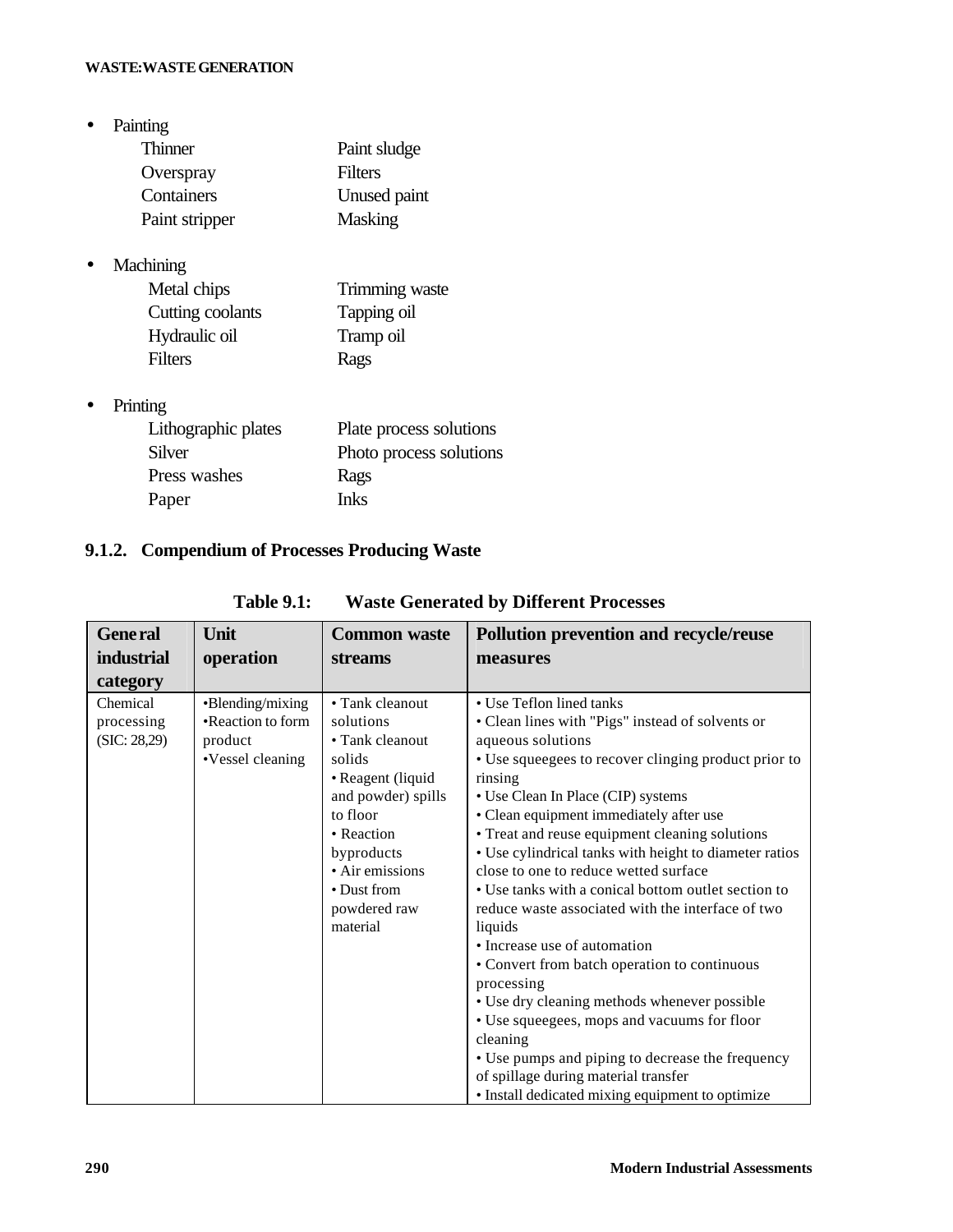- Painting

| | |
|---|---|
| Thinner | Paint sludge |
| Overspray | Filters |
| Containers | Unused paint |
| Paint stripper | Masking |

- Machining

| | |
|---|---|
| Metal chips | Trimming waste |
| Cutting coolants | Tapping oil |
| Hydraulic oil | Tramp oil |
| Filters | Rags |

- Printing

| | |
|---|---|
| Lithographic plates | Plate process solutions |
| Silver | Photo process solutions |
| Press washes | Rags |
| Paper | Inks |

### 9.1.2. Compendium of Processes Producing Waste

**Table 9.1: Waste Generated by Different Processes**

| General industrial category | Unit operation | Common waste streams | Pollution prevention and recycle/reuse measures |
|---|---|---|---|
| Chemical processing (SIC: 28,29) | •Blending/mixing<br>•Reaction to form product<br>•Vessel cleaning | • Tank cleanout solutions<br>• Tank cleanout solids<br>• Reagent (liquid and powder) spills to floor<br>• Reaction byproducts<br>• Air emissions<br>• Dust from powdered raw material | • Use Teflon lined tanks<br>• Clean lines with "Pigs" instead of solvents or aqueous solutions<br>• Use squeegees to recover clinging product prior to rinsing<br>• Use Clean In Place (CIP) systems<br>• Clean equipment immediately after use<br>• Treat and reuse equipment cleaning solutions<br>• Use cylindrical tanks with height to diameter ratios close to one to reduce wetted surface<br>• Use tanks with a conical bottom outlet section to reduce waste associated with the interface of two liquids<br>• Increase use of automation<br>• Convert from batch operation to continuous processing<br>• Use dry cleaning methods whenever possible<br>• Use squeegees, mops and vacuums for floor cleaning<br>• Use pumps and piping to decrease the frequency of spillage during material transfer<br>• Install dedicated mixing equipment to optimize |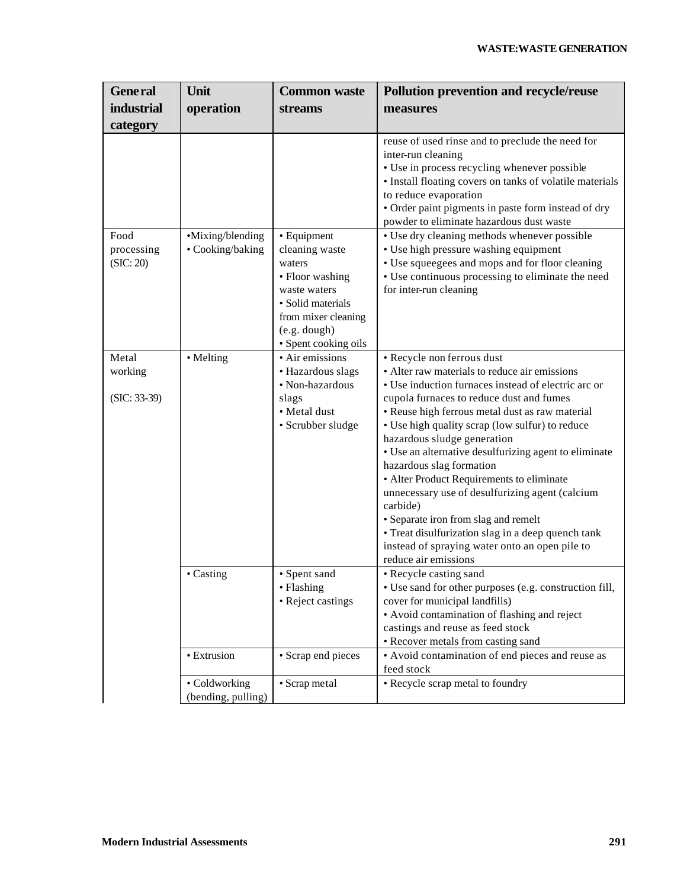| General industrial category | Unit operation | Common waste streams | Pollution prevention and recycle/reuse measures |
|---|---|---|---|
| | | | reuse of used rinse and to preclude the need for inter-run cleaning<br>• Use in process recycling whenever possible<br>• Install floating covers on tanks of volatile materials to reduce evaporation<br>• Order paint pigments in paste form instead of dry powder to eliminate hazardous dust waste |
| Food processing (SIC: 20) | •Mixing/blending<br>• Cooking/baking | • Equipment cleaning waste waters<br>• Floor washing waste waters<br>• Solid materials from mixer cleaning (e.g. dough)<br>• Spent cooking oils | • Use dry cleaning methods whenever possible<br>• Use high pressure washing equipment<br>• Use squeegees and mops and for floor cleaning<br>• Use continuous processing to eliminate the need for inter-run cleaning |
| Metal working (SIC: 33-39) | • Melting | • Air emissions<br>• Hazardous slags<br>• Non-hazardous slags<br>• Metal dust<br>• Scrubber sludge | • Recycle non ferrous dust<br>• Alter raw materials to reduce air emissions<br>• Use induction furnaces instead of electric arc or cupola furnaces to reduce dust and fumes<br>• Reuse high ferrous metal dust as raw material<br>• Use high quality scrap (low sulfur) to reduce hazardous sludge generation<br>• Use an alternative desulfurizing agent to eliminate hazardous slag formation<br>• Alter Product Requirements to eliminate unnecessary use of desulfurizing agent (calcium carbide)<br>• Separate iron from slag and remelt<br>• Treat disulfurization slag in a deep quench tank instead of spraying water onto an open pile to reduce air emissions |
| | • Casting | • Spent sand<br>• Flashing<br>• Reject castings | • Recycle casting sand<br>• Use sand for other purposes (e.g. construction fill, cover for municipal landfills)<br>• Avoid contamination of flashing and reject castings and reuse as feed stock<br>• Recover metals from casting sand |
| | • Extrusion | • Scrap end pieces | • Avoid contamination of end pieces and reuse as feed stock |
| | • Coldworking (bending, pulling) | • Scrap metal | • Recycle scrap metal to foundry |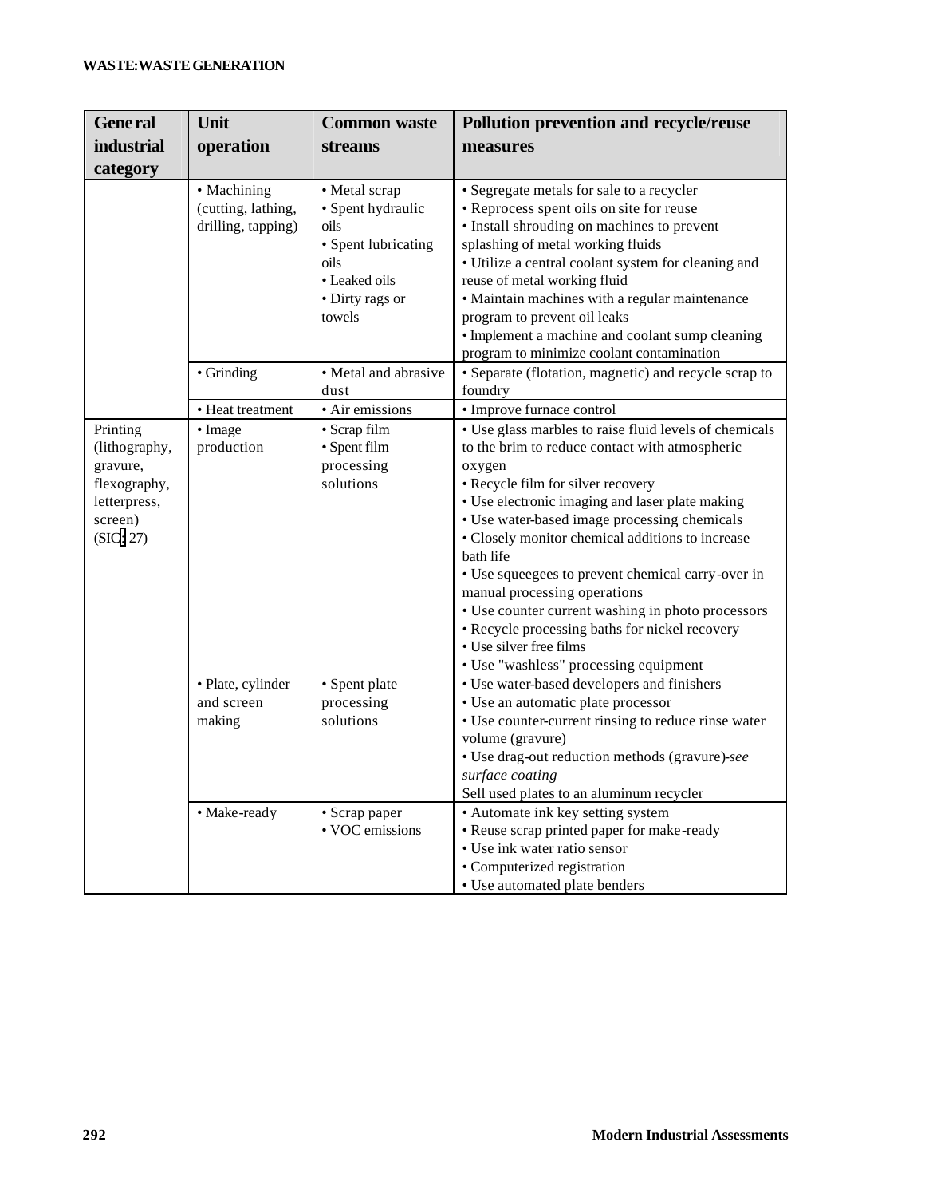| General industrial category | Unit operation | Common waste streams | Pollution prevention and recycle/reuse measures |
|---|---|---|---|
| | • Machining (cutting, lathing, drilling, tapping) | • Metal scrap<br>• Spent hydraulic oils<br>• Spent lubricating oils<br>• Leaked oils<br>• Dirty rags or towels | • Segregate metals for sale to a recycler<br>• Reprocess spent oils on site for reuse<br>• Install shrouding on machines to prevent splashing of metal working fluids<br>• Utilize a central coolant system for cleaning and reuse of metal working fluid<br>• Maintain machines with a regular maintenance program to prevent oil leaks<br>• Implement a machine and coolant sump cleaning program to minimize coolant contamination |
| | • Grinding | • Metal and abrasive dust | • Separate (flotation, magnetic) and recycle scrap to foundry |
| | • Heat treatment | • Air emissions | • Improve furnace control |
| Printing (lithography, gravure, flexography, letterpress, screen) (SIC: 27) | • Image production | • Scrap film<br>• Spent film processing solutions | • Use glass marbles to raise fluid levels of chemicals to the brim to reduce contact with atmospheric oxygen<br>• Recycle film for silver recovery<br>• Use electronic imaging and laser plate making<br>• Use water-based image processing chemicals<br>• Closely monitor chemical additions to increase bath life<br>• Use squeegees to prevent chemical carry-over in manual processing operations<br>• Use counter current washing in photo processors<br>• Recycle processing baths for nickel recovery<br>• Use silver free films<br>• Use "washless" processing equipment |
| | • Plate, cylinder and screen making | • Spent plate processing solutions | • Use water-based developers and finishers<br>• Use an automatic plate processor<br>• Use counter-current rinsing to reduce rinse water volume (gravure)<br>• Use drag-out reduction methods (gravure)-*see surface coating*<br>Sell used plates to an aluminum recycler |
| | • Make-ready | • Scrap paper<br>• VOC emissions | • Automate ink key setting system<br>• Reuse scrap printed paper for make-ready<br>• Use ink water ratio sensor<br>• Computerized registration<br>• Use automated plate benders |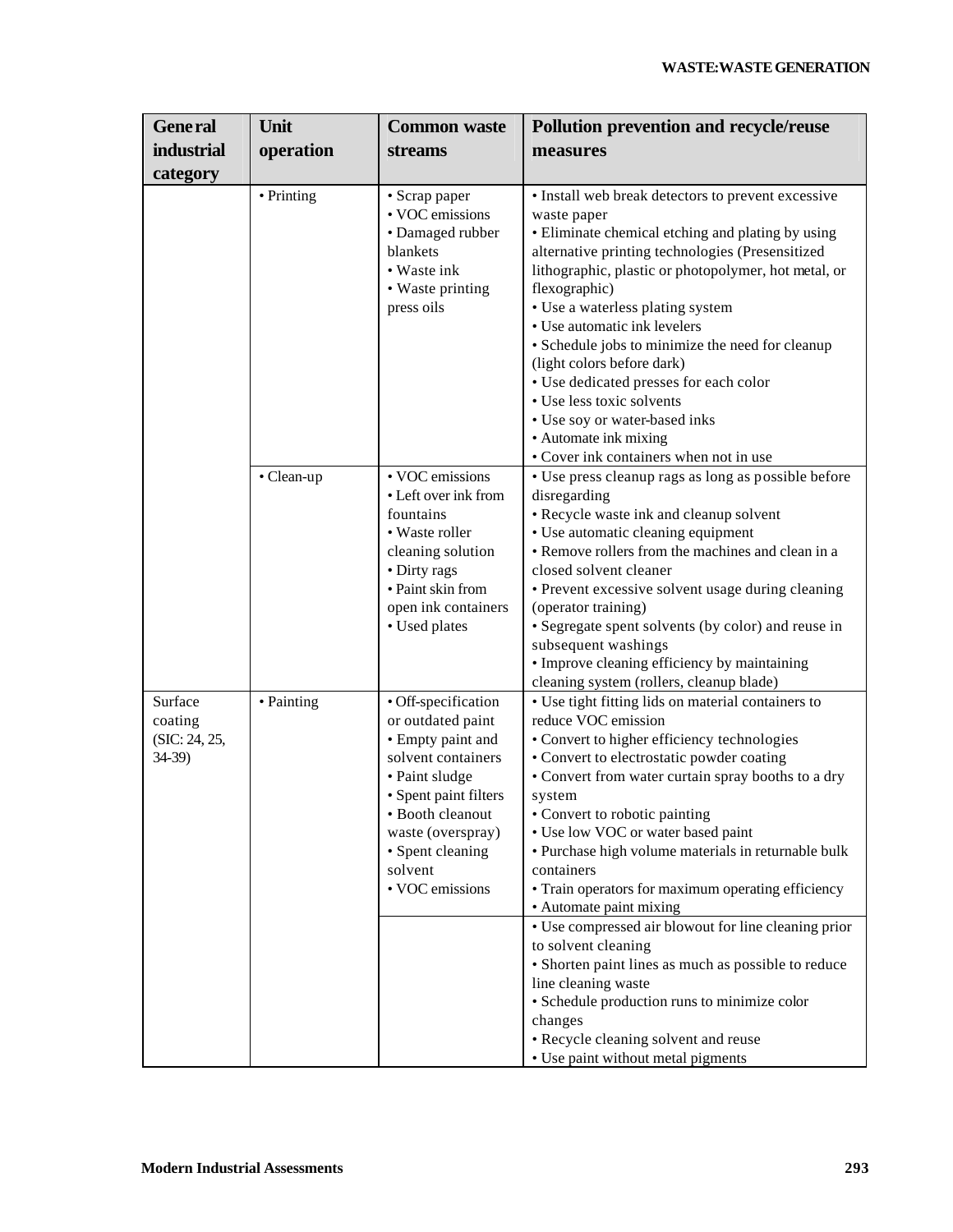| General industrial category | Unit operation | Common waste streams | Pollution prevention and recycle/reuse measures |
|---|---|---|---|
| | • Printing | • Scrap paper<br>• VOC emissions<br>• Damaged rubber blankets<br>• Waste ink<br>• Waste printing press oils | • Install web break detectors to prevent excessive waste paper<br>• Eliminate chemical etching and plating by using alternative printing technologies (Presensitized lithographic, plastic or photopolymer, hot metal, or flexographic)<br>• Use a waterless plating system<br>• Use automatic ink levelers<br>• Schedule jobs to minimize the need for cleanup (light colors before dark)<br>• Use dedicated presses for each color<br>• Use less toxic solvents<br>• Use soy or water-based inks<br>• Automate ink mixing<br>• Cover ink containers when not in use |
| | • Clean-up | • VOC emissions<br>• Left over ink from fountains<br>• Waste roller cleaning solution<br>• Dirty rags<br>• Paint skin from open ink containers<br>• Used plates | • Use press cleanup rags as long as possible before disregarding<br>• Recycle waste ink and cleanup solvent<br>• Use automatic cleaning equipment<br>• Remove rollers from the machines and clean in a closed solvent cleaner<br>• Prevent excessive solvent usage during cleaning (operator training)<br>• Segregate spent solvents (by color) and reuse in subsequent washings<br>• Improve cleaning efficiency by maintaining cleaning system (rollers, cleanup blade) |
| Surface coating (SIC: 24, 25, 34-39) | • Painting | • Off-specification or outdated paint<br>• Empty paint and solvent containers<br>• Paint sludge<br>• Spent paint filters<br>• Booth cleanout waste (overspray)<br>• Spent cleaning solvent<br>• VOC emissions | • Use tight fitting lids on material containers to reduce VOC emission<br>• Convert to higher efficiency technologies<br>• Convert to electrostatic powder coating<br>• Convert from water curtain spray booths to a dry system<br>• Convert to robotic painting<br>• Use low VOC or water based paint<br>• Purchase high volume materials in returnable bulk containers<br>• Train operators for maximum operating efficiency<br>• Automate paint mixing |
| | | | • Use compressed air blowout for line cleaning prior to solvent cleaning<br>• Shorten paint lines as much as possible to reduce line cleaning waste<br>• Schedule production runs to minimize color changes<br>• Recycle cleaning solvent and reuse<br>• Use paint without metal pigments |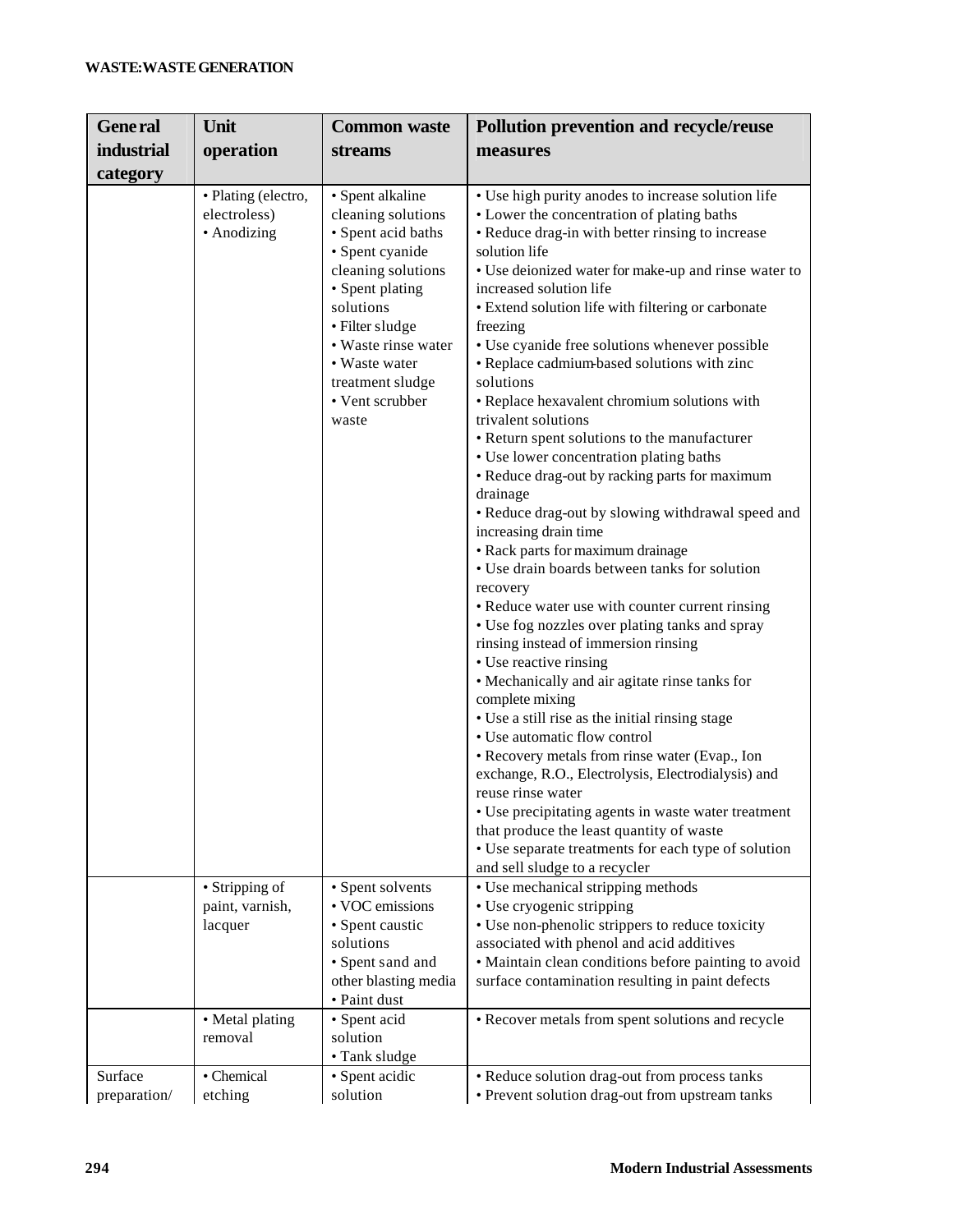| General industrial category | Unit operation | Common waste streams | Pollution prevention and recycle/reuse measures |
|---|---|---|---|
| | • Plating (electro, electroless)<br>• Anodizing | • Spent alkaline cleaning solutions<br>• Spent acid baths<br>• Spent cyanide cleaning solutions<br>• Spent plating solutions<br>• Filter sludge<br>• Waste rinse water<br>• Waste water treatment sludge<br>• Vent scrubber waste | • Use high purity anodes to increase solution life<br>• Lower the concentration of plating baths<br>• Reduce drag-in with better rinsing to increase solution life<br>• Use deionized water for make-up and rinse water to increased solution life<br>• Extend solution life with filtering or carbonate freezing<br>• Use cyanide free solutions whenever possible<br>• Replace cadmium-based solutions with zinc solutions<br>• Replace hexavalent chromium solutions with trivalent solutions<br>• Return spent solutions to the manufacturer<br>• Use lower concentration plating baths<br>• Reduce drag-out by racking parts for maximum drainage<br>• Reduce drag-out by slowing withdrawal speed and increasing drain time<br>• Rack parts for maximum drainage<br>• Use drain boards between tanks for solution recovery<br>• Reduce water use with counter current rinsing<br>• Use fog nozzles over plating tanks and spray rinsing instead of immersion rinsing<br>• Use reactive rinsing<br>• Mechanically and air agitate rinse tanks for complete mixing<br>• Use a still rise as the initial rinsing stage<br>• Use automatic flow control<br>• Recovery metals from rinse water (Evap., Ion exchange, R.O., Electrolysis, Electrodialysis) and reuse rinse water<br>• Use precipitating agents in waste water treatment that produce the least quantity of waste<br>• Use separate treatments for each type of solution and sell sludge to a recycler |
| | • Stripping of paint, varnish, lacquer | • Spent solvents<br>• VOC emissions<br>• Spent caustic solutions<br>• Spent sand and other blasting media<br>• Paint dust | • Use mechanical stripping methods<br>• Use cryogenic stripping<br>• Use non-phenolic strippers to reduce toxicity associated with phenol and acid additives<br>• Maintain clean conditions before painting to avoid surface contamination resulting in paint defects |
| | • Metal plating removal | • Spent acid solution<br>• Tank sludge | • Recover metals from spent solutions and recycle |
| Surface preparation/ | • Chemical etching | • Spent acidic solution | • Reduce solution drag-out from process tanks<br>• Prevent solution drag-out from upstream tanks |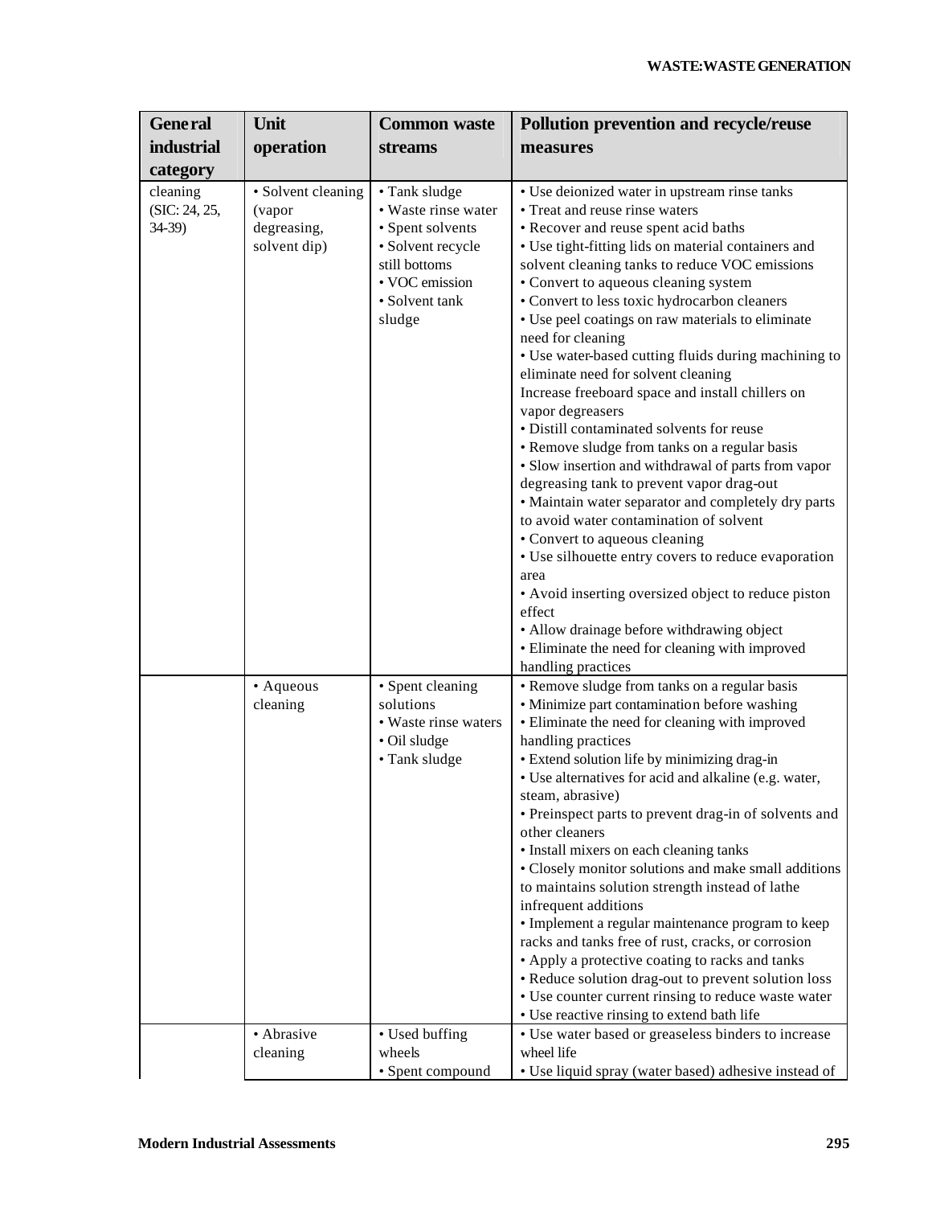| General industrial category | Unit operation | Common waste streams | Pollution prevention and recycle/reuse measures |
| --- | --- | --- | --- |
| cleaning (SIC: 24, 25, 34-39) | • Solvent cleaning (vapor degreasing, solvent dip) | • Tank sludge<br>• Waste rinse water<br>• Spent solvents<br>• Solvent recycle still bottoms<br>• VOC emission<br>• Solvent tank sludge | • Use deionized water in upstream rinse tanks<br>• Treat and reuse rinse waters<br>• Recover and reuse spent acid baths<br>• Use tight-fitting lids on material containers and solvent cleaning tanks to reduce VOC emissions<br>• Convert to aqueous cleaning system<br>• Convert to less toxic hydrocarbon cleaners<br>• Use peel coatings on raw materials to eliminate need for cleaning<br>• Use water-based cutting fluids during machining to eliminate need for solvent cleaning<br>Increase freeboard space and install chillers on vapor degreasers<br>• Distill contaminated solvents for reuse<br>• Remove sludge from tanks on a regular basis<br>• Slow insertion and withdrawal of parts from vapor degreasing tank to prevent vapor drag-out<br>• Maintain water separator and completely dry parts to avoid water contamination of solvent<br>• Convert to aqueous cleaning<br>• Use silhouette entry covers to reduce evaporation area<br>• Avoid inserting oversized object to reduce piston effect<br>• Allow drainage before withdrawing object<br>• Eliminate the need for cleaning with improved handling practices |
| | • Aqueous cleaning | • Spent cleaning solutions<br>• Waste rinse waters<br>• Oil sludge<br>• Tank sludge | • Remove sludge from tanks on a regular basis<br>• Minimize part contamination before washing<br>• Eliminate the need for cleaning with improved handling practices<br>• Extend solution life by minimizing drag-in<br>• Use alternatives for acid and alkaline (e.g. water, steam, abrasive)<br>• Preinspect parts to prevent drag-in of solvents and other cleaners<br>• Install mixers on each cleaning tanks<br>• Closely monitor solutions and make small additions to maintains solution strength instead of lathe infrequent additions<br>• Implement a regular maintenance program to keep racks and tanks free of rust, cracks, or corrosion<br>• Apply a protective coating to racks and tanks<br>• Reduce solution drag-out to prevent solution loss<br>• Use counter current rinsing to reduce waste water<br>• Use reactive rinsing to extend bath life |
| | • Abrasive cleaning | • Used buffing wheels<br>• Spent compound | • Use water based or greaseless binders to increase wheel life<br>• Use liquid spray (water based) adhesive instead of |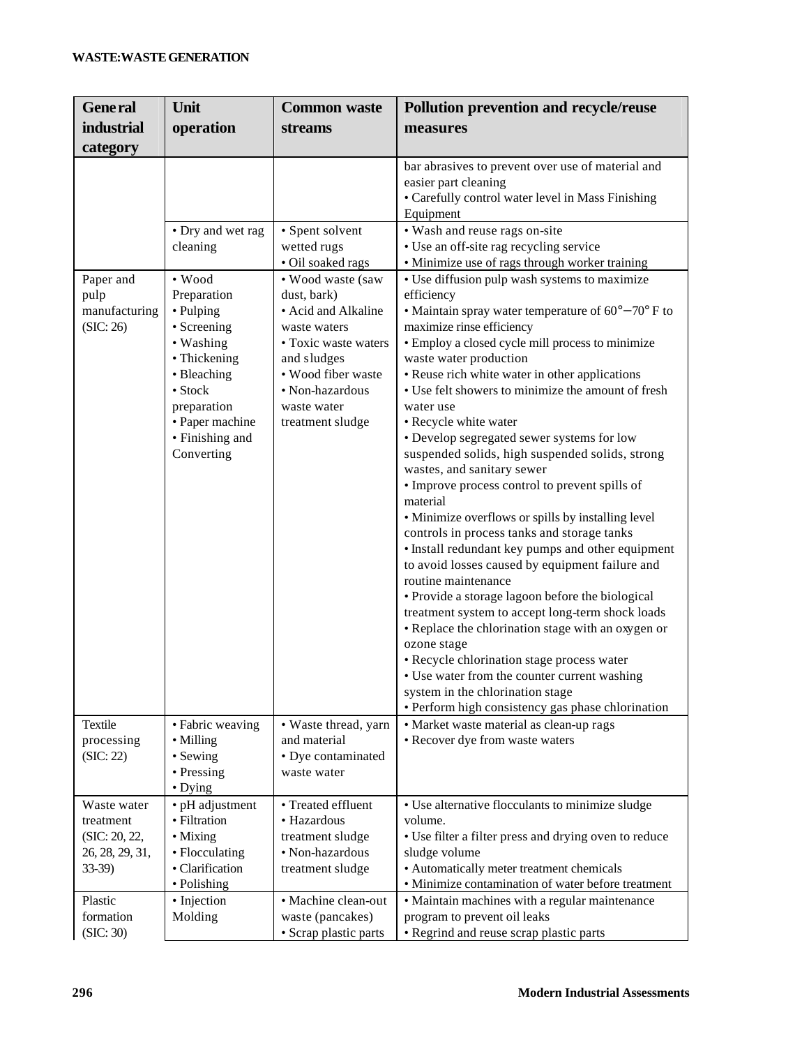| General industrial category | Unit operation | Common waste streams | Pollution prevention and recycle/reuse measures |
|---|---|---|---|
| | | | bar abrasives to prevent over use of material and easier part cleaning<br>• Carefully control water level in Mass Finishing Equipment |
| | • Dry and wet rag cleaning | • Spent solvent wetted rugs<br>• Oil soaked rags | • Wash and reuse rags on-site<br>• Use an off-site rag recycling service<br>• Minimize use of rags through worker training |
| Paper and pulp manufacturing (SIC: 26) | • Wood Preparation<br>• Pulping<br>• Screening<br>• Washing<br>• Thickening<br>• Bleaching<br>• Stock preparation<br>• Paper machine<br>• Finishing and Converting | • Wood waste (saw dust, bark)<br>• Acid and Alkaline waste waters<br>• Toxic waste waters and sludges<br>• Wood fiber waste<br>• Non-hazardous waste water treatment sludge | • Use diffusion pulp wash systems to maximize efficiency<br>• Maintain spray water temperature of 60°–70° F to maximize rinse efficiency<br>• Employ a closed cycle mill process to minimize waste water production<br>• Reuse rich white water in other applications<br>• Use felt showers to minimize the amount of fresh water use<br>• Recycle white water<br>• Develop segregated sewer systems for low suspended solids, high suspended solids, strong wastes, and sanitary sewer<br>• Improve process control to prevent spills of material<br>• Minimize overflows or spills by installing level controls in process tanks and storage tanks<br>• Install redundant key pumps and other equipment to avoid losses caused by equipment failure and routine maintenance<br>• Provide a storage lagoon before the biological treatment system to accept long-term shock loads<br>• Replace the chlorination stage with an oxygen or ozone stage<br>• Recycle chlorination stage process water<br>• Use water from the counter current washing system in the chlorination stage<br>• Perform high consistency gas phase chlorination |
| Textile processing (SIC: 22) | • Fabric weaving<br>• Milling<br>• Sewing<br>• Pressing<br>• Dying | • Waste thread, yarn and material<br>• Dye contaminated waste water | • Market waste material as clean-up rags<br>• Recover dye from waste waters |
| Waste water treatment (SIC: 20, 22, 26, 28, 29, 31, 33-39) | • pH adjustment<br>• Filtration<br>• Mixing<br>• Flocculating<br>• Clarification<br>• Polishing | • Treated effluent<br>• Hazardous treatment sludge<br>• Non-hazardous treatment sludge | • Use alternative flocculants to minimize sludge volume.<br>• Use filter a filter press and drying oven to reduce sludge volume<br>• Automatically meter treatment chemicals<br>• Minimize contamination of water before treatment |
| Plastic formation (SIC: 30) | • Injection Molding | • Machine clean-out waste (pancakes)<br>• Scrap plastic parts | • Maintain machines with a regular maintenance program to prevent oil leaks<br>• Regrind and reuse scrap plastic parts |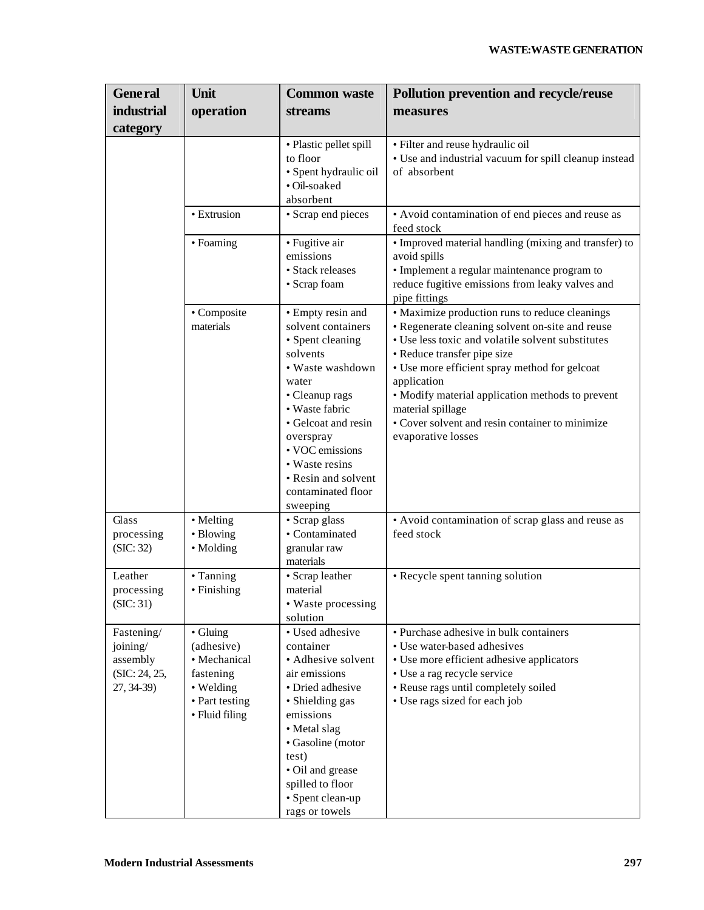| General industrial category | Unit operation | Common waste streams | Pollution prevention and recycle/reuse measures |
|---|---|---|---|
| | | • Plastic pellet spill to floor<br>• Spent hydraulic oil<br>• Oil-soaked absorbent | • Filter and reuse hydraulic oil<br>• Use and industrial vacuum for spill cleanup instead of absorbent |
| | • Extrusion | • Scrap end pieces | • Avoid contamination of end pieces and reuse as feed stock |
| | • Foaming | • Fugitive air emissions<br>• Stack releases<br>• Scrap foam | • Improved material handling (mixing and transfer) to avoid spills<br>• Implement a regular maintenance program to reduce fugitive emissions from leaky valves and pipe fittings |
| | • Composite materials | • Empty resin and solvent containers<br>• Spent cleaning solvents<br>• Waste washdown water<br>• Cleanup rags<br>• Waste fabric<br>• Gelcoat and resin overspray<br>• VOC emissions<br>• Waste resins<br>• Resin and solvent contaminated floor sweeping | • Maximize production runs to reduce cleanings<br>• Regenerate cleaning solvent on-site and reuse<br>• Use less toxic and volatile solvent substitutes<br>• Reduce transfer pipe size<br>• Use more efficient spray method for gelcoat application<br>• Modify material application methods to prevent material spillage<br>• Cover solvent and resin container to minimize evaporative losses |
| Glass processing (SIC: 32) | • Melting<br>• Blowing<br>• Molding | • Scrap glass<br>• Contaminated granular raw materials | • Avoid contamination of scrap glass and reuse as feed stock |
| Leather processing (SIC: 31) | • Tanning<br>• Finishing | • Scrap leather material<br>• Waste processing solution | • Recycle spent tanning solution |
| Fastening/ joining/ assembly (SIC: 24, 25, 27, 34-39) | • Gluing (adhesive)<br>• Mechanical fastening<br>• Welding<br>• Part testing<br>• Fluid filing | • Used adhesive container<br>• Adhesive solvent air emissions<br>• Dried adhesive<br>• Shielding gas emissions<br>• Metal slag<br>• Gasoline (motor test)<br>• Oil and grease spilled to floor<br>• Spent clean-up rags or towels | • Purchase adhesive in bulk containers<br>• Use water-based adhesives<br>• Use more efficient adhesive applicators<br>• Use a rag recycle service<br>• Reuse rags until completely soiled<br>• Use rags sized for each job |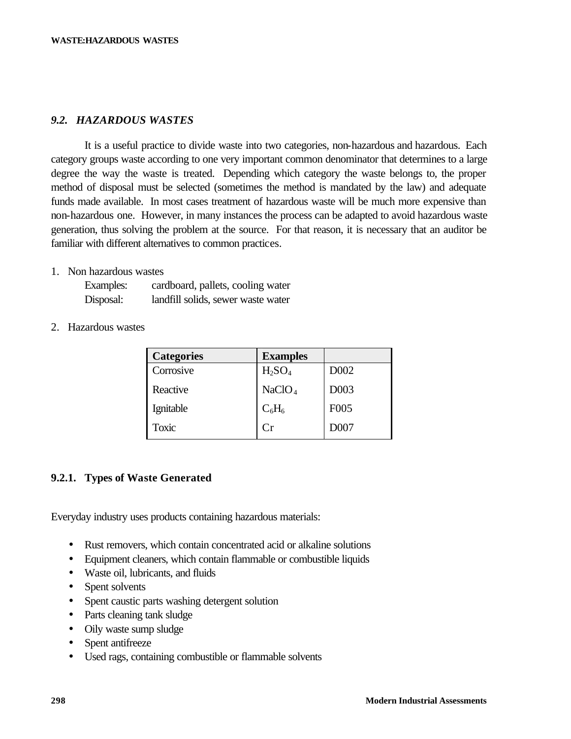### *9.2. HAZARDOUS WASTES*

It is a useful practice to divide waste into two categories, non-hazardous and hazardous. Each category groups waste according to one very important common denominator that determines to a large degree the way the waste is treated. Depending which category the waste belongs to, the proper method of disposal must be selected (sometimes the method is mandated by the law) and adequate funds made available. In most cases treatment of hazardous waste will be much more expensive than non-hazardous one. However, in many instances the process can be adapted to avoid hazardous waste generation, thus solving the problem at the source. For that reason, it is necessary that an auditor be familiar with different alternatives to common practices.

1. Non hazardous wastes
   - Examples: cardboard, pallets, cooling water
   - Disposal: landfill solids, sewer waste water

2. Hazardous wastes

| Categories | Examples | |
|---|---|---|
| Corrosive | $H_2SO_4$ | D002 |
| Reactive | $NaClO_4$ | D003 |
| Ignitable | $C_6H_6$ | F005 |
| Toxic | Cr | D007 |

#### 9.2.1. Types of Waste Generated

Everyday industry uses products containing hazardous materials:

- Rust removers, which contain concentrated acid or alkaline solutions
- Equipment cleaners, which contain flammable or combustible liquids
- Waste oil, lubricants, and fluids
- Spent solvents
- Spent caustic parts washing detergent solution
- Parts cleaning tank sludge
- Oily waste sump sludge
- Spent antifreeze
- Used rags, containing combustible or flammable solvents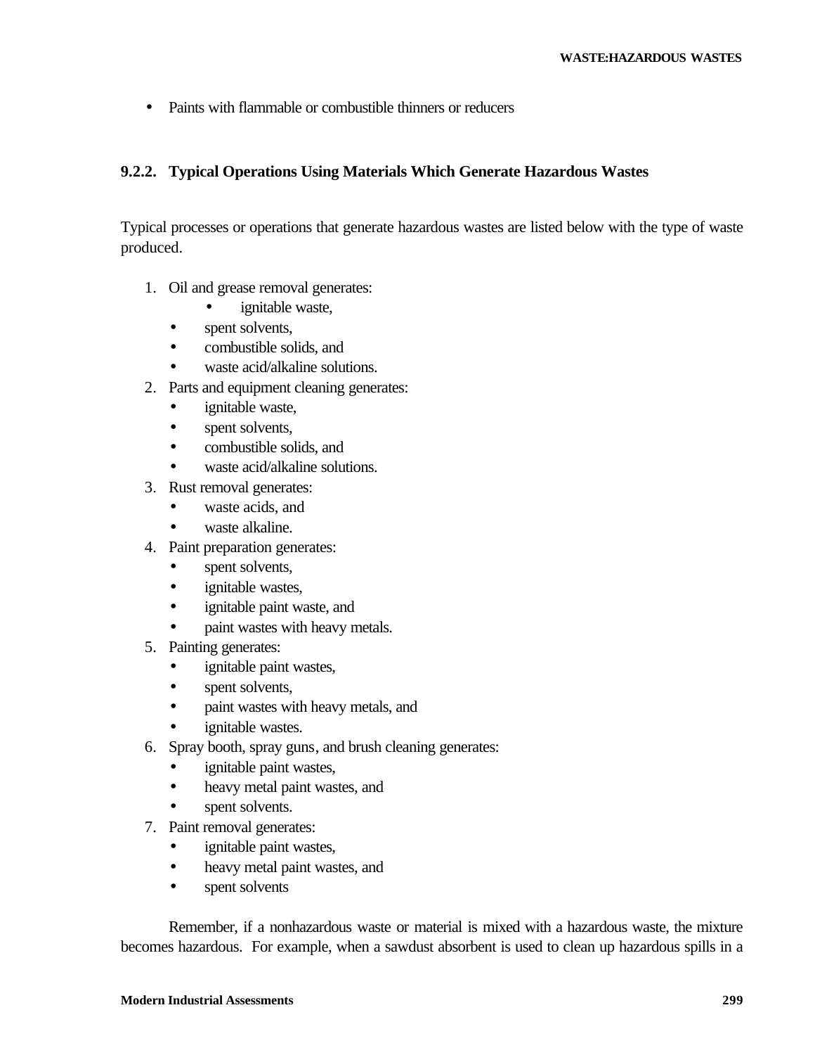- Paints with flammable or combustible thinners or reducers

### 9.2.2. Typical Operations Using Materials Which Generate Hazardous Wastes

Typical processes or operations that generate hazardous wastes are listed below with the type of waste produced.

1. Oil and grease removal generates:
   - ignitable waste,
   - spent solvents,
   - combustible solids, and
   - waste acid/alkaline solutions.
2. Parts and equipment cleaning generates:
   - ignitable waste,
   - spent solvents,
   - combustible solids, and
   - waste acid/alkaline solutions.
3. Rust removal generates:
   - waste acids, and
   - waste alkaline.
4. Paint preparation generates:
   - spent solvents,
   - ignitable wastes,
   - ignitable paint waste, and
   - paint wastes with heavy metals.
5. Painting generates:
   - ignitable paint wastes,
   - spent solvents,
   - paint wastes with heavy metals, and
   - ignitable wastes.
6. Spray booth, spray guns, and brush cleaning generates:
   - ignitable paint wastes,
   - heavy metal paint wastes, and
   - spent solvents.
7. Paint removal generates:
   - ignitable paint wastes,
   - heavy metal paint wastes, and
   - spent solvents

Remember, if a nonhazardous waste or material is mixed with a hazardous waste, the mixture becomes hazardous. For example, when a sawdust absorbent is used to clean up hazardous spills in a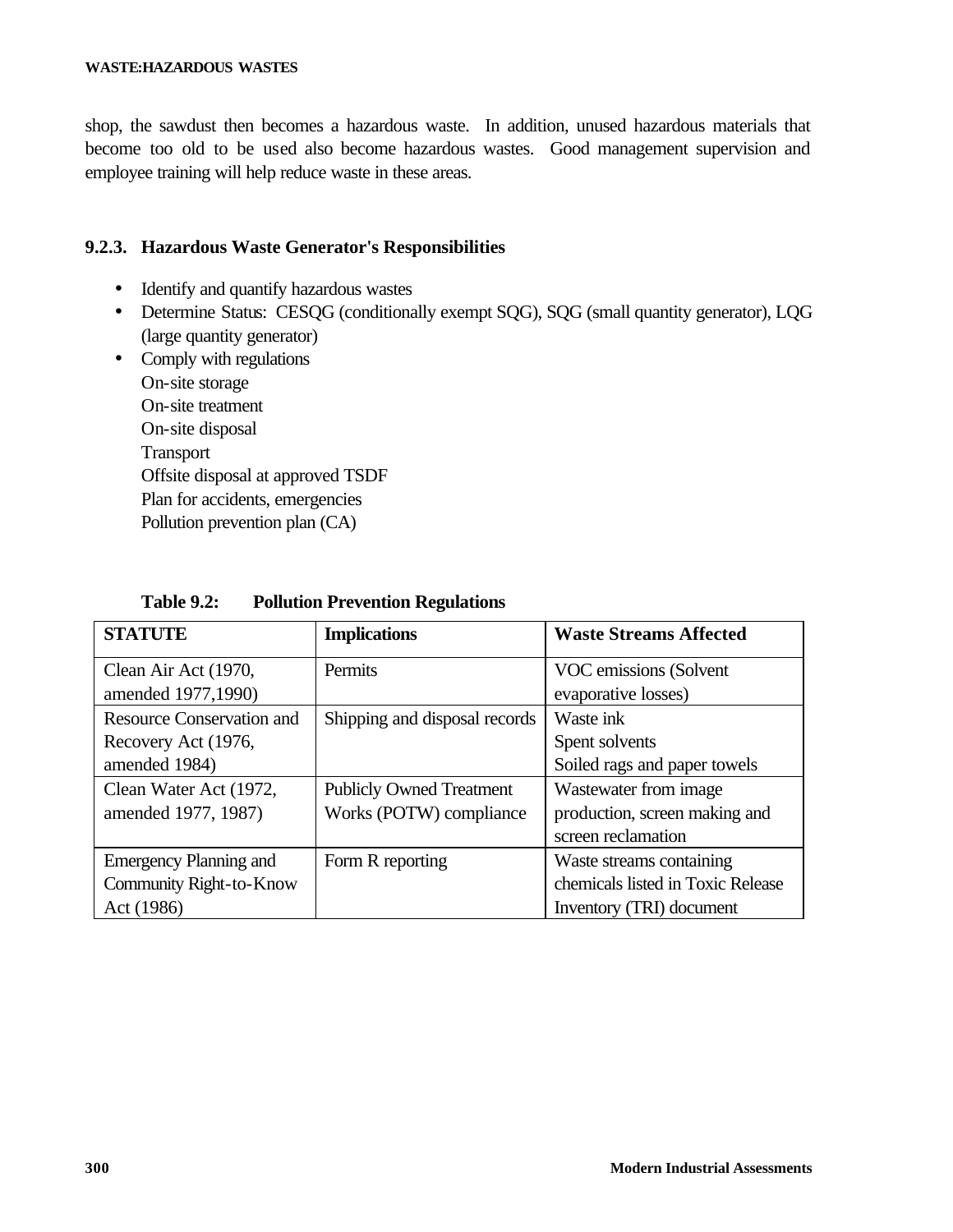shop, the sawdust then becomes a hazardous waste. In addition, unused hazardous materials that become too old to be used also become hazardous wastes. Good management supervision and employee training will help reduce waste in these areas.

### 9.2.3. Hazardous Waste Generator's Responsibilities

- Identify and quantify hazardous wastes
- Determine Status: CESQG (conditionally exempt SQG), SQG (small quantity generator), LQG (large quantity generator)
- Comply with regulations
  On-site storage
  On-site treatment
  On-site disposal
  Transport
  Offsite disposal at approved TSDF
  Plan for accidents, emergencies
  Pollution prevention plan (CA)

**Table 9.2: Pollution Prevention Regulations**

| STATUTE | Implications | Waste Streams Affected |
|---|---|---|
| Clean Air Act (1970, amended 1977,1990) | Permits | VOC emissions (Solvent evaporative losses) |
| Resource Conservation and Recovery Act (1976, amended 1984) | Shipping and disposal records | Waste ink<br>Spent solvents<br>Soiled rags and paper towels |
| Clean Water Act (1972, amended 1977, 1987) | Publicly Owned Treatment Works (POTW) compliance | Wastewater from image production, screen making and screen reclamation |
| Emergency Planning and Community Right-to-Know Act (1986) | Form R reporting | Waste streams containing chemicals listed in Toxic Release Inventory (TRI) document |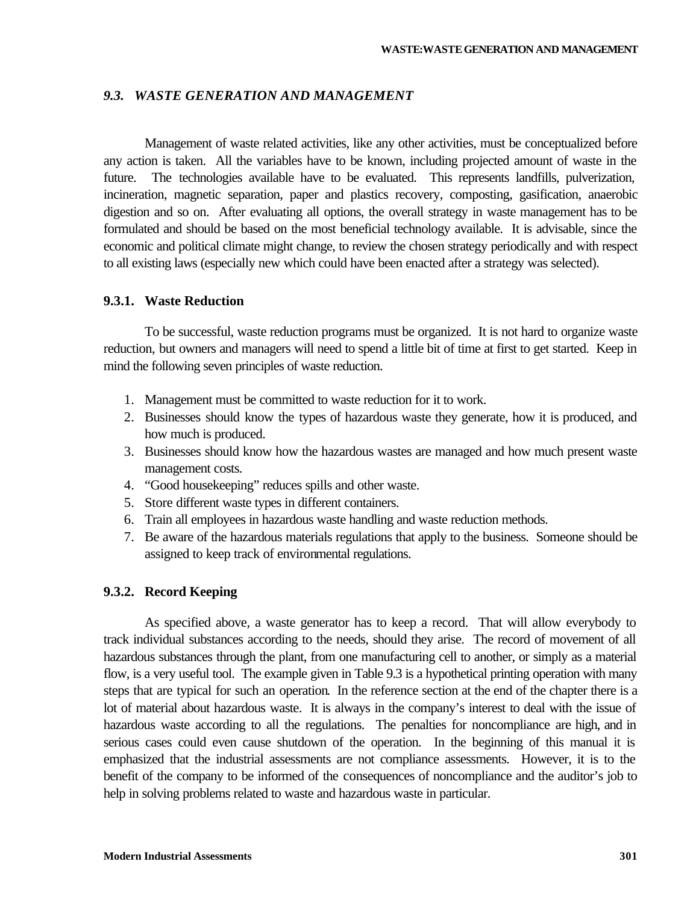## *9.3. WASTE GENERATION AND MANAGEMENT*

Management of waste related activities, like any other activities, must be conceptualized before any action is taken. All the variables have to be known, including projected amount of waste in the future. The technologies available have to be evaluated. This represents landfills, pulverization, incineration, magnetic separation, paper and plastics recovery, composting, gasification, anaerobic digestion and so on. After evaluating all options, the overall strategy in waste management has to be formulated and should be based on the most beneficial technology available. It is advisable, since the economic and political climate might change, to review the chosen strategy periodically and with respect to all existing laws (especially new which could have been enacted after a strategy was selected).

### 9.3.1. Waste Reduction

To be successful, waste reduction programs must be organized. It is not hard to organize waste reduction, but owners and managers will need to spend a little bit of time at first to get started. Keep in mind the following seven principles of waste reduction.

1. Management must be committed to waste reduction for it to work.
2. Businesses should know the types of hazardous waste they generate, how it is produced, and how much is produced.
3. Businesses should know how the hazardous wastes are managed and how much present waste management costs.
4. "Good housekeeping" reduces spills and other waste.
5. Store different waste types in different containers.
6. Train all employees in hazardous waste handling and waste reduction methods.
7. Be aware of the hazardous materials regulations that apply to the business. Someone should be assigned to keep track of environmental regulations.

### 9.3.2. Record Keeping

As specified above, a waste generator has to keep a record. That will allow everybody to track individual substances according to the needs, should they arise. The record of movement of all hazardous substances through the plant, from one manufacturing cell to another, or simply as a material flow, is a very useful tool. The example given in Table 9.3 is a hypothetical printing operation with many steps that are typical for such an operation. In the reference section at the end of the chapter there is a lot of material about hazardous waste. It is always in the company's interest to deal with the issue of hazardous waste according to all the regulations. The penalties for noncompliance are high, and in serious cases could even cause shutdown of the operation. In the beginning of this manual it is emphasized that the industrial assessments are not compliance assessments. However, it is to the benefit of the company to be informed of the consequences of noncompliance and the auditor's job to help in solving problems related to waste and hazardous waste in particular.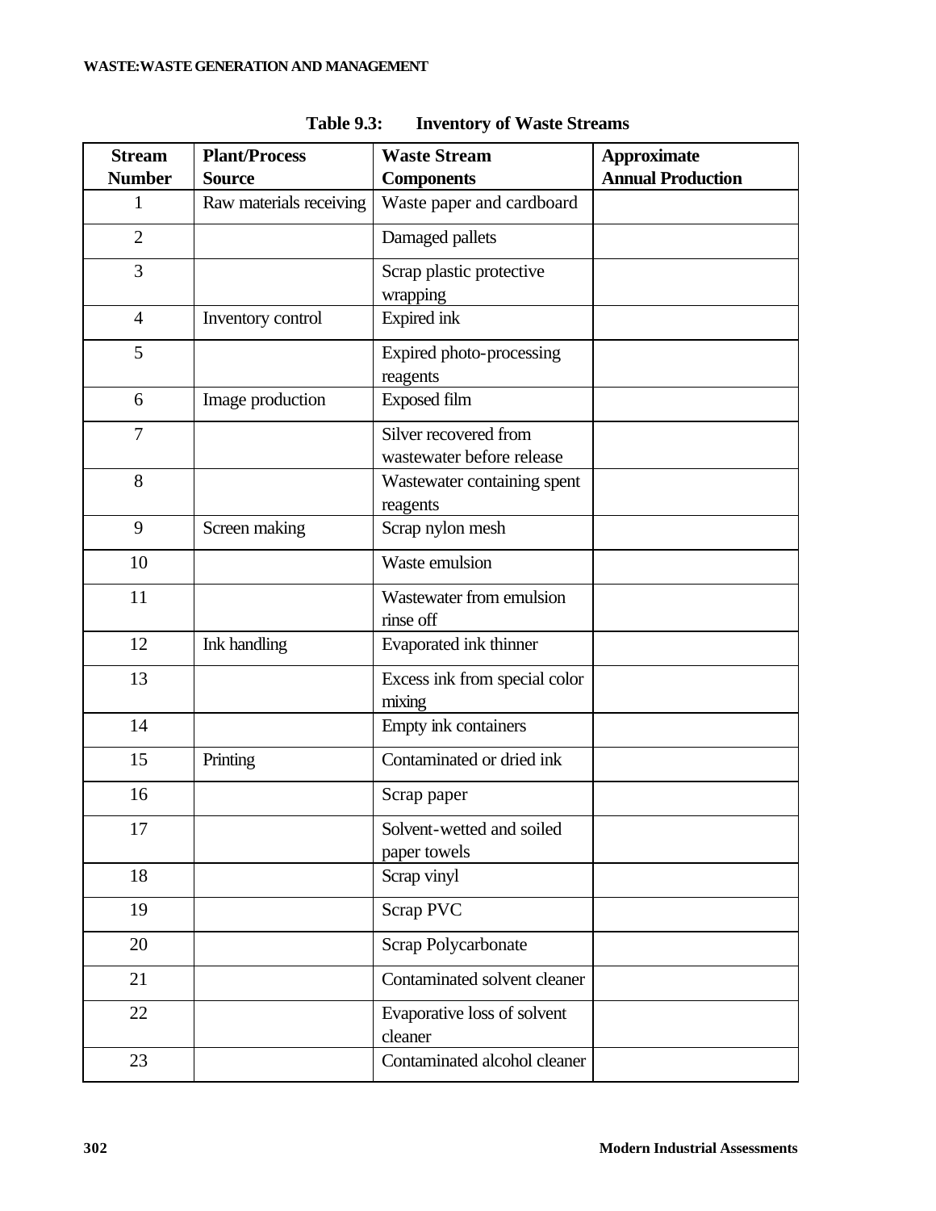**Table 9.3: Inventory of Waste Streams**

| Stream Number | Plant/Process Source | Waste Stream Components | Approximate Annual Production |
|---|---|---|---|
| 1 | Raw materials receiving | Waste paper and cardboard | |
| 2 | | Damaged pallets | |
| 3 | | Scrap plastic protective wrapping | |
| 4 | Inventory control | Expired ink | |
| 5 | | Expired photo-processing reagents | |
| 6 | Image production | Exposed film | |
| 7 | | Silver recovered from wastewater before release | |
| 8 | | Wastewater containing spent reagents | |
| 9 | Screen making | Scrap nylon mesh | |
| 10 | | Waste emulsion | |
| 11 | | Wastewater from emulsion rinse off | |
| 12 | Ink handling | Evaporated ink thinner | |
| 13 | | Excess ink from special color mixing | |
| 14 | | Empty ink containers | |
| 15 | Printing | Contaminated or dried ink | |
| 16 | | Scrap paper | |
| 17 | | Solvent-wetted and soiled paper towels | |
| 18 | | Scrap vinyl | |
| 19 | | Scrap PVC | |
| 20 | | Scrap Polycarbonate | |
| 21 | | Contaminated solvent cleaner | |
| 22 | | Evaporative loss of solvent cleaner | |
| 23 | | Contaminated alcohol cleaner | |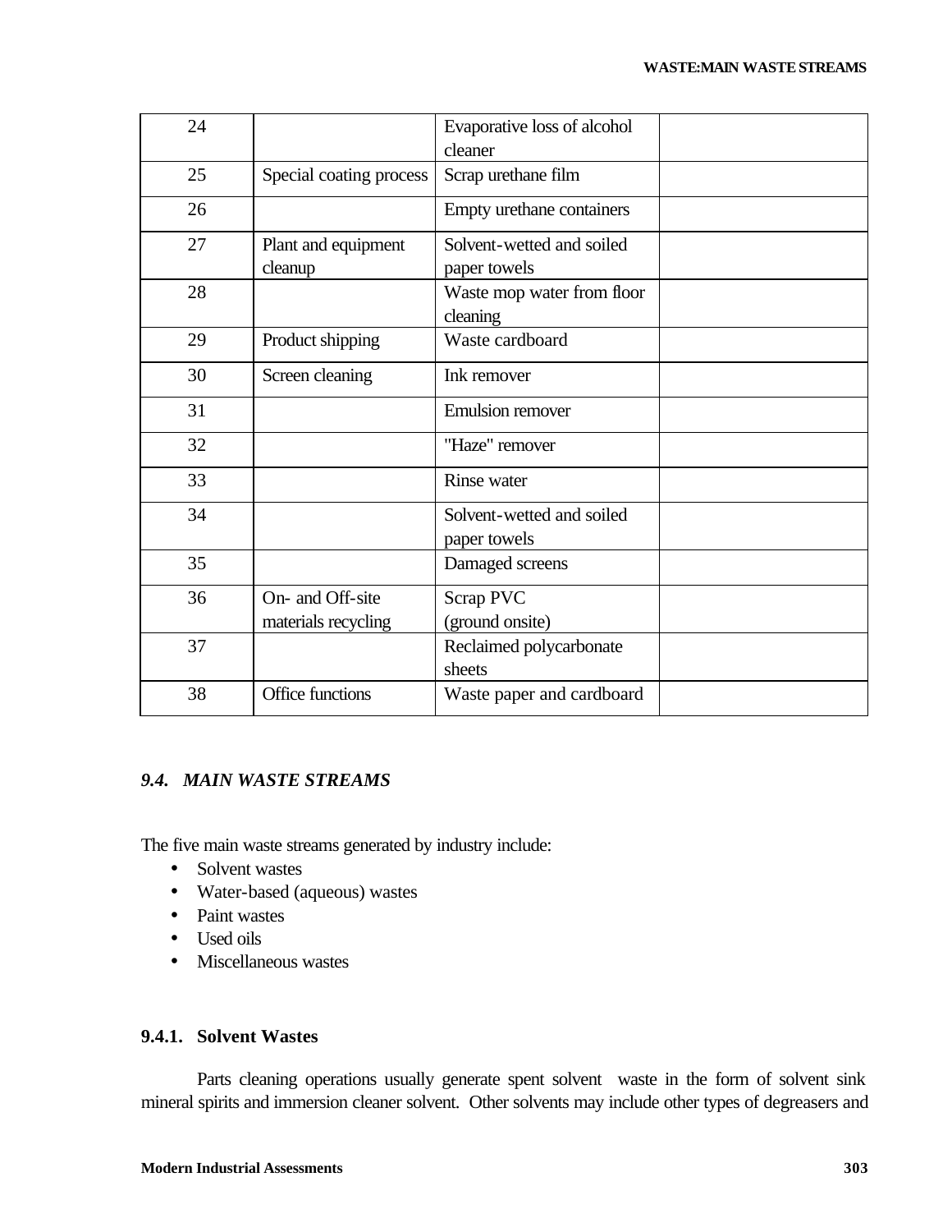| 24 | | Evaporative loss of alcohol cleaner | |
|---|---|---|---|
| 25 | Special coating process | Scrap urethane film | |
| 26 | | Empty urethane containers | |
| 27 | Plant and equipment cleanup | Solvent-wetted and soiled paper towels | |
| 28 | | Waste mop water from floor cleaning | |
| 29 | Product shipping | Waste cardboard | |
| 30 | Screen cleaning | Ink remover | |
| 31 | | Emulsion remover | |
| 32 | | "Haze" remover | |
| 33 | | Rinse water | |
| 34 | | Solvent-wetted and soiled paper towels | |
| 35 | | Damaged screens | |
| 36 | On- and Off-site materials recycling | Scrap PVC (ground onsite) | |
| 37 | | Reclaimed polycarbonate sheets | |
| 38 | Office functions | Waste paper and cardboard | |

## *9.4. MAIN WASTE STREAMS*

The five main waste streams generated by industry include:

- Solvent wastes
- Water-based (aqueous) wastes
- Paint wastes
- Used oils
- Miscellaneous wastes

### 9.4.1. Solvent Wastes

Parts cleaning operations usually generate spent solvent waste in the form of solvent sink mineral spirits and immersion cleaner solvent. Other solvents may include other types of degreasers and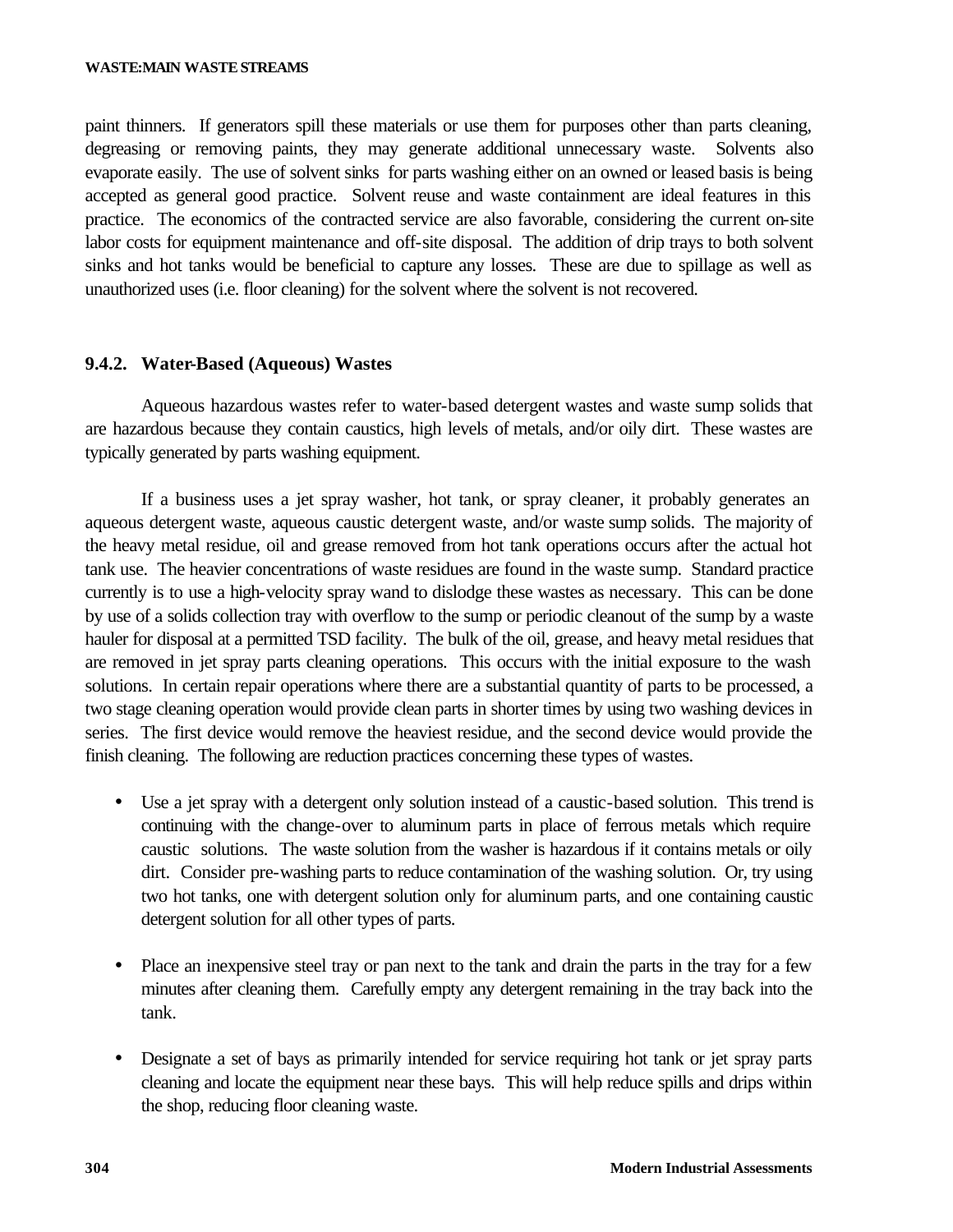paint thinners. If generators spill these materials or use them for purposes other than parts cleaning, degreasing or removing paints, they may generate additional unnecessary waste. Solvents also evaporate easily. The use of solvent sinks for parts washing either on an owned or leased basis is being accepted as general good practice. Solvent reuse and waste containment are ideal features in this practice. The economics of the contracted service are also favorable, considering the current on-site labor costs for equipment maintenance and off-site disposal. The addition of drip trays to both solvent sinks and hot tanks would be beneficial to capture any losses. These are due to spillage as well as unauthorized uses (i.e. floor cleaning) for the solvent where the solvent is not recovered.

### 9.4.2. Water-Based (Aqueous) Wastes

Aqueous hazardous wastes refer to water-based detergent wastes and waste sump solids that are hazardous because they contain caustics, high levels of metals, and/or oily dirt. These wastes are typically generated by parts washing equipment.

If a business uses a jet spray washer, hot tank, or spray cleaner, it probably generates an aqueous detergent waste, aqueous caustic detergent waste, and/or waste sump solids. The majority of the heavy metal residue, oil and grease removed from hot tank operations occurs after the actual hot tank use. The heavier concentrations of waste residues are found in the waste sump. Standard practice currently is to use a high-velocity spray wand to dislodge these wastes as necessary. This can be done by use of a solids collection tray with overflow to the sump or periodic cleanout of the sump by a waste hauler for disposal at a permitted TSD facility. The bulk of the oil, grease, and heavy metal residues that are removed in jet spray parts cleaning operations. This occurs with the initial exposure to the wash solutions. In certain repair operations where there are a substantial quantity of parts to be processed, a two stage cleaning operation would provide clean parts in shorter times by using two washing devices in series. The first device would remove the heaviest residue, and the second device would provide the finish cleaning. The following are reduction practices concerning these types of wastes.

- Use a jet spray with a detergent only solution instead of a caustic-based solution. This trend is continuing with the change-over to aluminum parts in place of ferrous metals which require caustic solutions. The waste solution from the washer is hazardous if it contains metals or oily dirt. Consider pre-washing parts to reduce contamination of the washing solution. Or, try using two hot tanks, one with detergent solution only for aluminum parts, and one containing caustic detergent solution for all other types of parts.

- Place an inexpensive steel tray or pan next to the tank and drain the parts in the tray for a few minutes after cleaning them. Carefully empty any detergent remaining in the tray back into the tank.

- Designate a set of bays as primarily intended for service requiring hot tank or jet spray parts cleaning and locate the equipment near these bays. This will help reduce spills and drips within the shop, reducing floor cleaning waste.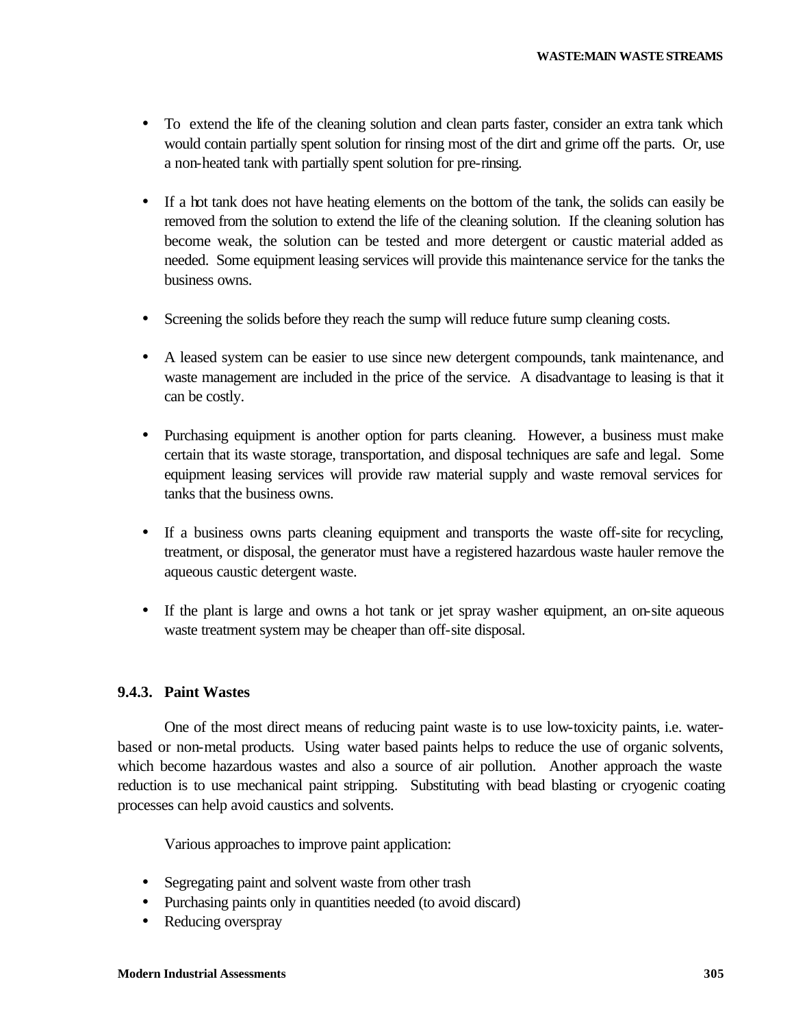- To extend the life of the cleaning solution and clean parts faster, consider an extra tank which would contain partially spent solution for rinsing most of the dirt and grime off the parts. Or, use a non-heated tank with partially spent solution for pre-rinsing.

- If a hot tank does not have heating elements on the bottom of the tank, the solids can easily be removed from the solution to extend the life of the cleaning solution. If the cleaning solution has become weak, the solution can be tested and more detergent or caustic material added as needed. Some equipment leasing services will provide this maintenance service for the tanks the business owns.

- Screening the solids before they reach the sump will reduce future sump cleaning costs.

- A leased system can be easier to use since new detergent compounds, tank maintenance, and waste management are included in the price of the service. A disadvantage to leasing is that it can be costly.

- Purchasing equipment is another option for parts cleaning. However, a business must make certain that its waste storage, transportation, and disposal techniques are safe and legal. Some equipment leasing services will provide raw material supply and waste removal services for tanks that the business owns.

- If a business owns parts cleaning equipment and transports the waste off-site for recycling, treatment, or disposal, the generator must have a registered hazardous waste hauler remove the aqueous caustic detergent waste.

- If the plant is large and owns a hot tank or jet spray washer equipment, an on-site aqueous waste treatment system may be cheaper than off-site disposal.

### 9.4.3. Paint Wastes

One of the most direct means of reducing paint waste is to use low-toxicity paints, i.e. water-based or non-metal products. Using water based paints helps to reduce the use of organic solvents, which become hazardous wastes and also a source of air pollution. Another approach the waste reduction is to use mechanical paint stripping. Substituting with bead blasting or cryogenic coating processes can help avoid caustics and solvents.

Various approaches to improve paint application:

- Segregating paint and solvent waste from other trash
- Purchasing paints only in quantities needed (to avoid discard)
- Reducing overspray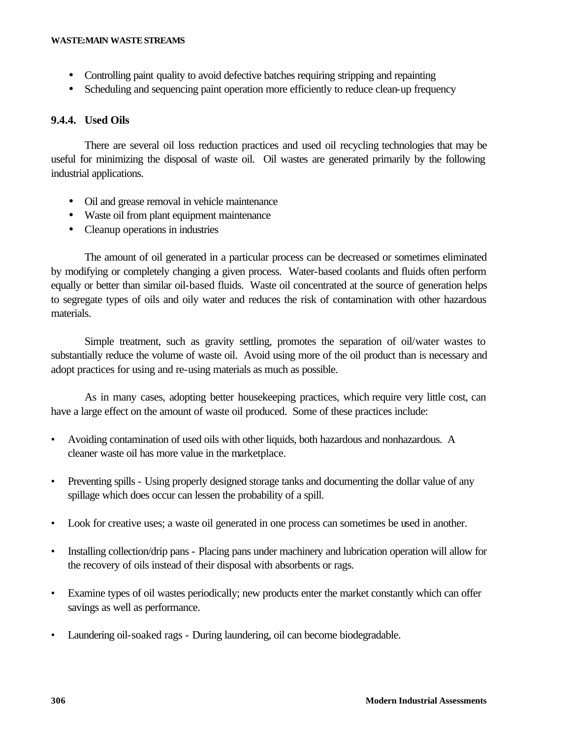- Controlling paint quality to avoid defective batches requiring stripping and repainting
- Scheduling and sequencing paint operation more efficiently to reduce clean-up frequency

### 9.4.4. Used Oils

There are several oil loss reduction practices and used oil recycling technologies that may be useful for minimizing the disposal of waste oil. Oil wastes are generated primarily by the following industrial applications.

- Oil and grease removal in vehicle maintenance
- Waste oil from plant equipment maintenance
- Cleanup operations in industries

The amount of oil generated in a particular process can be decreased or sometimes eliminated by modifying or completely changing a given process. Water-based coolants and fluids often perform equally or better than similar oil-based fluids. Waste oil concentrated at the source of generation helps to segregate types of oils and oily water and reduces the risk of contamination with other hazardous materials.

Simple treatment, such as gravity settling, promotes the separation of oil/water wastes to substantially reduce the volume of waste oil. Avoid using more of the oil product than is necessary and adopt practices for using and re-using materials as much as possible.

As in many cases, adopting better housekeeping practices, which require very little cost, can have a large effect on the amount of waste oil produced. Some of these practices include:

- Avoiding contamination of used oils with other liquids, both hazardous and nonhazardous. A cleaner waste oil has more value in the marketplace.

- Preventing spills - Using properly designed storage tanks and documenting the dollar value of any spillage which does occur can lessen the probability of a spill.

- Look for creative uses; a waste oil generated in one process can sometimes be used in another.

- Installing collection/drip pans - Placing pans under machinery and lubrication operation will allow for the recovery of oils instead of their disposal with absorbents or rags.

- Examine types of oil wastes periodically; new products enter the market constantly which can offer savings as well as performance.

- Laundering oil-soaked rags - During laundering, oil can become biodegradable.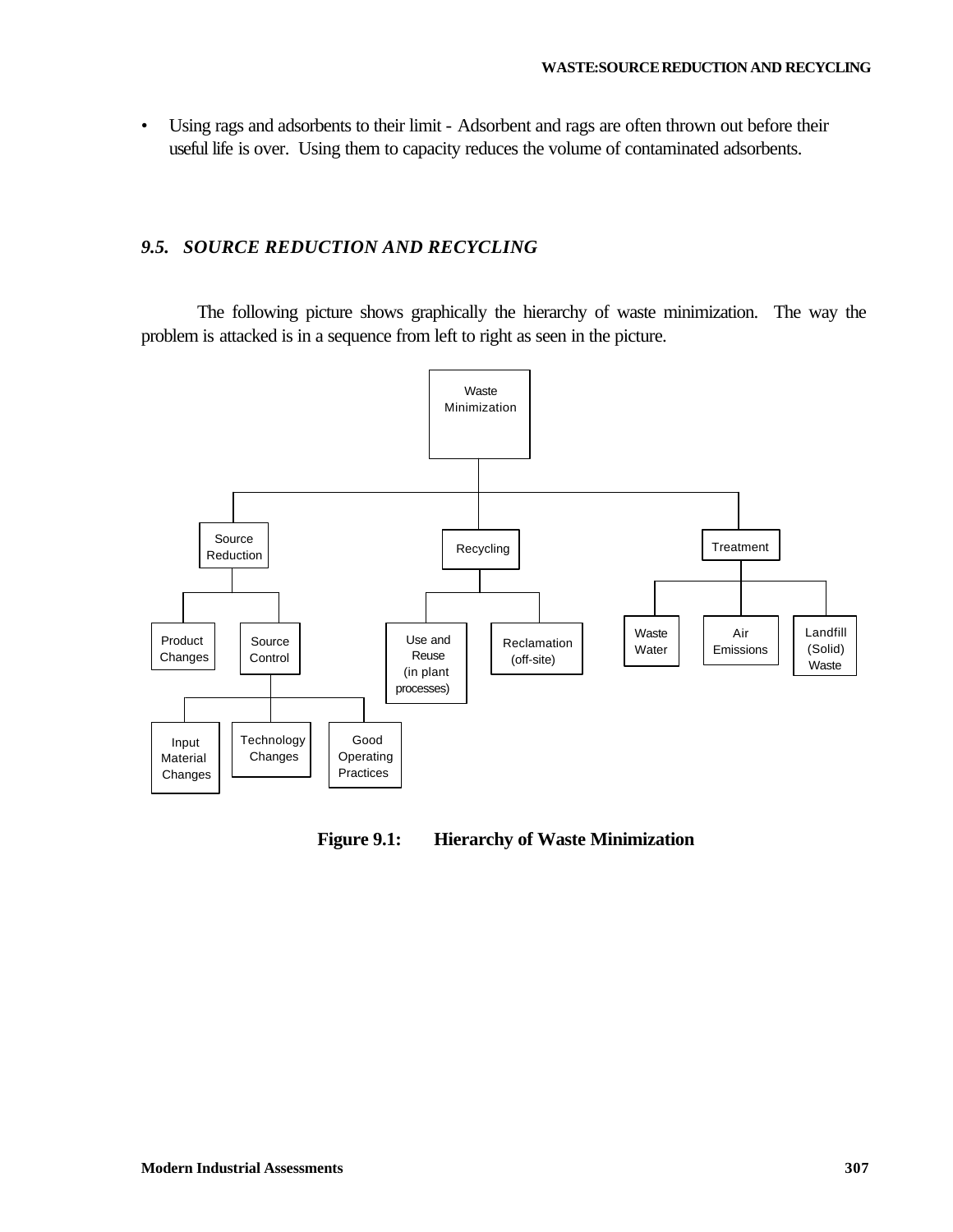- Using rags and adsorbents to their limit - Adsorbent and rags are often thrown out before their useful life is over. Using them to capacity reduces the volume of contaminated adsorbents.

### *9.5. SOURCE REDUCTION AND RECYCLING*

The following picture shows graphically the hierarchy of waste minimization. The way the problem is attacked is in a sequence from left to right as seen in the picture.

```
Waste Minimization
├── Source Reduction
│   ├── Product Changes
│   └── Source Control
│       ├── Input Material Changes
│       ├── Technology Changes
│       └── Good Operating Practices
├── Recycling
│   ├── Use and Reuse (in plant processes)
│   └── Reclamation (off-site)
└── Treatment
    ├── Waste Water
    ├── Air Emissions
    └── Landfill (Solid) Waste
```

**Figure 9.1: Hierarchy of Waste Minimization**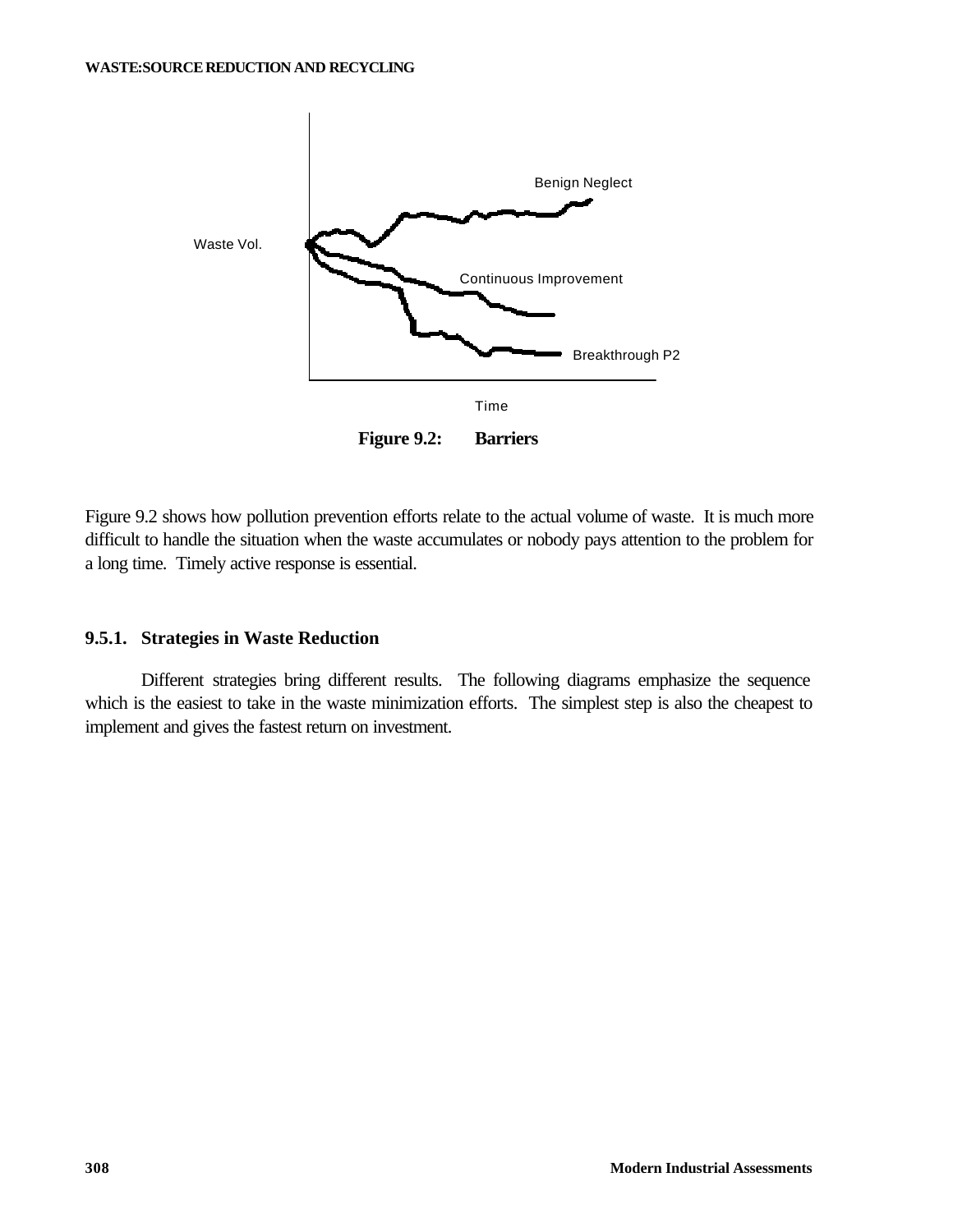Benign Neglect

Waste Vol.

Continuous Improvement

Breakthrough P2

Time

**Figure 9.2: Barriers**

Figure 9.2 shows how pollution prevention efforts relate to the actual volume of waste. It is much more difficult to handle the situation when the waste accumulates or nobody pays attention to the problem for a long time. Timely active response is essential.

### 9.5.1. Strategies in Waste Reduction

Different strategies bring different results. The following diagrams emphasize the sequence which is the easiest to take in the waste minimization efforts. The simplest step is also the cheapest to implement and gives the fastest return on investment.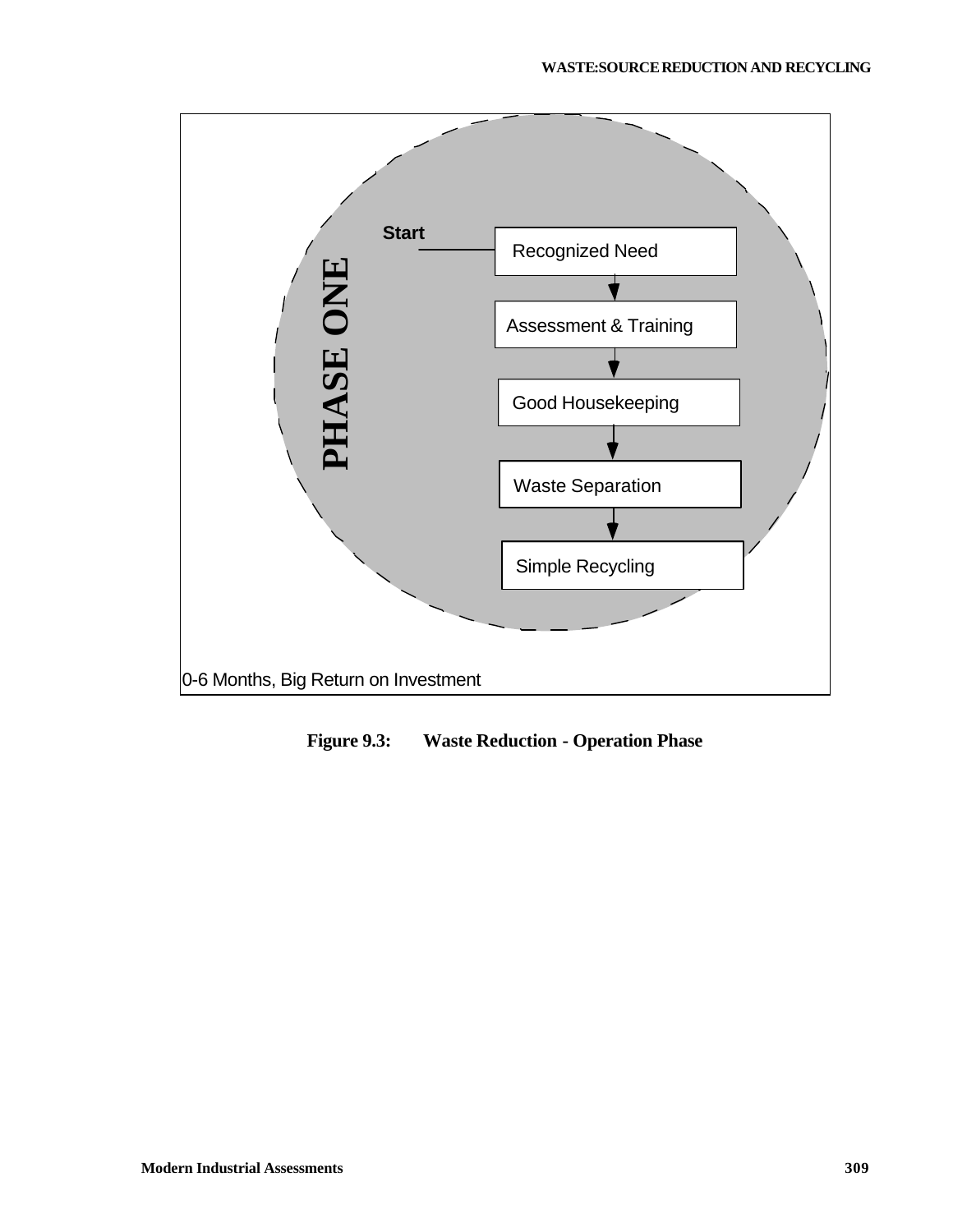Start

PHASE ONE

Recognized Need

Assessment & Training

Good Housekeeping

Waste Separation

Simple Recycling

0-6 Months, Big Return on Investment

**Figure 9.3: Waste Reduction - Operation Phase**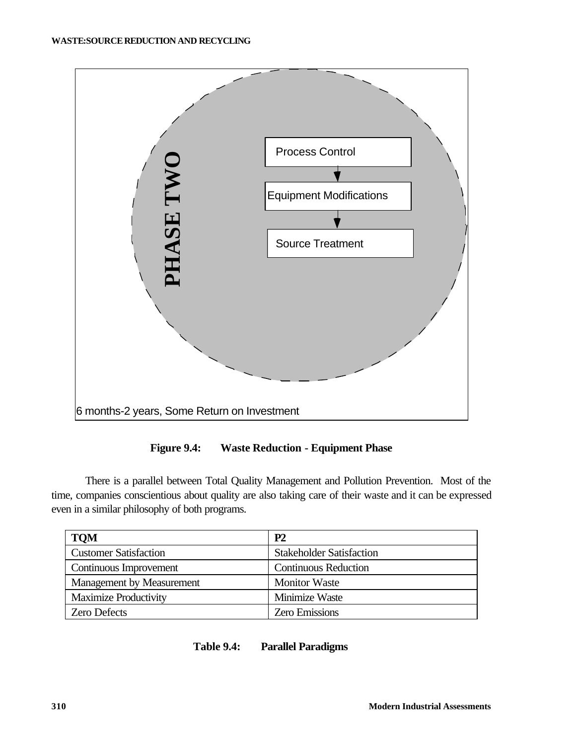PHASE TWO

Process Control

Equipment Modifications

Source Treatment

6 months-2 years, Some Return on Investment

**Figure 9.4: Waste Reduction - Equipment Phase**

There is a parallel between Total Quality Management and Pollution Prevention. Most of the time, companies conscientious about quality are also taking care of their waste and it can be expressed even in a similar philosophy of both programs.

| TQM | P2 |
|---|---|
| Customer Satisfaction | Stakeholder Satisfaction |
| Continuous Improvement | Continuous Reduction |
| Management by Measurement | Monitor Waste |
| Maximize Productivity | Minimize Waste |
| Zero Defects | Zero Emissions |

**Table 9.4: Parallel Paradigms**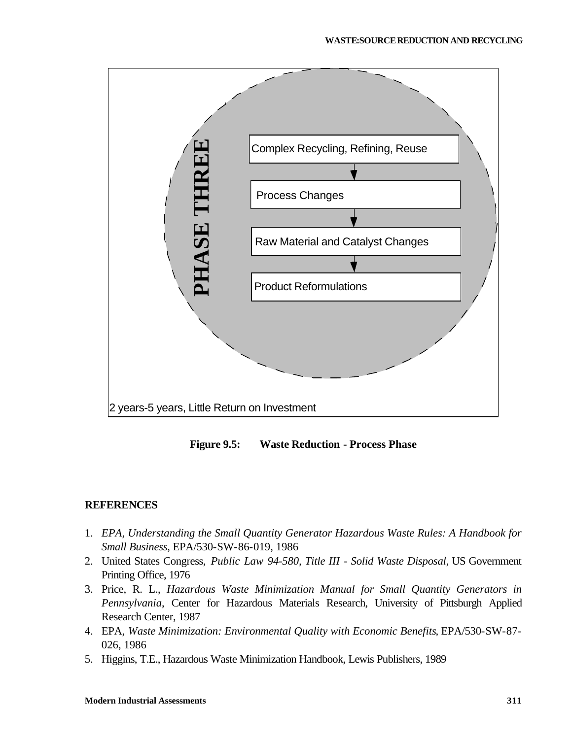PHASE THREE

Complex Recycling, Refining, Reuse

Process Changes

Raw Material and Catalyst Changes

Product Reformulations

2 years-5 years, Little Return on Investment

**Figure 9.5: Waste Reduction - Process Phase**

## REFERENCES

1. *EPA, Understanding the Small Quantity Generator Hazardous Waste Rules: A Handbook for Small Business*, EPA/530-SW-86-019, 1986
2. United States Congress, *Public Law 94-580, Title III - Solid Waste Disposal*, US Government Printing Office, 1976
3. Price, R. L., *Hazardous Waste Minimization Manual for Small Quantity Generators in Pennsylvania*, Center for Hazardous Materials Research, University of Pittsburgh Applied Research Center, 1987
4. EPA, *Waste Minimization: Environmental Quality with Economic Benefits*, EPA/530-SW-87-026, 1986
5. Higgins, T.E., Hazardous Waste Minimization Handbook, Lewis Publishers, 1989